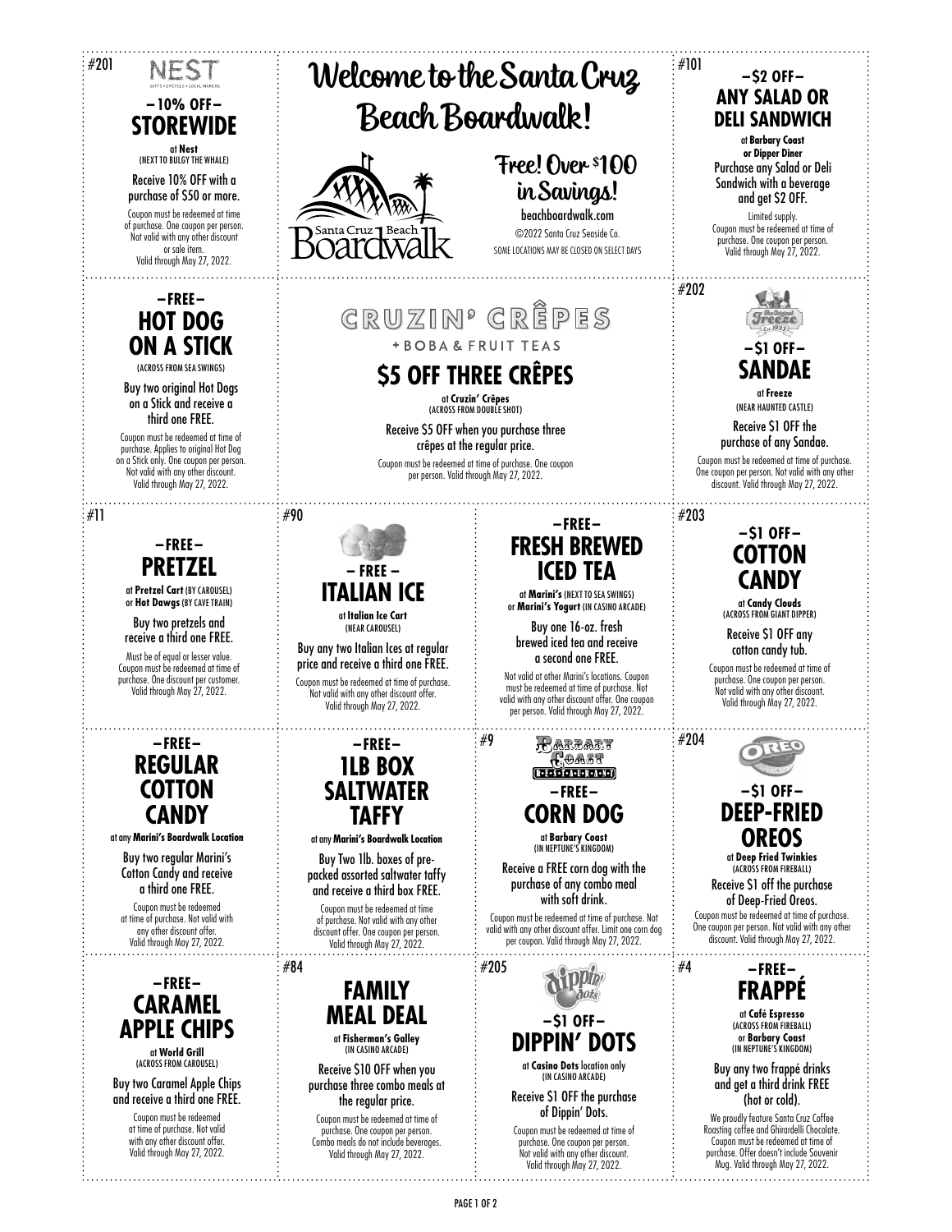# Welcome to the Santa Cruz Beach Boardwalk!

Free! Over $100 in Savings!

beachboardwalk.com

©2022 Santa Cruz Seaside Co.

SOME LOCATIONS MAY BE CLOSED ON SELECT DAYS

---

#201

NEST

GIFTS • UPCYCLE • LOCAL MAKERS

## –10% OFF– STOREWIDE

at **Nest** (NEXT TO BULGY THE WHALE)

Receive 10% OFF with a purchase of $50 or more.

Coupon must be redeemed at time of purchase. One coupon per person. Not valid with any other discount or sale item. Valid through May 27, 2022.

---

#101

## –$2 OFF– ANY SALAD OR DELI SANDWICH

at **Barbary Coast or Dipper Diner**

Purchase any Salad or Deli Sandwich with a beverage and get $2 OFF.

Limited supply. Coupon must be redeemed at time of purchase. One coupon per person. Valid through May 27, 2022.

---

## –FREE– HOT DOG ON A STICK

(ACROSS FROM SEA SWINGS)

Buy two original Hot Dogs on a Stick and receive a third one FREE.

Coupon must be redeemed at time of purchase. Applies to original Hot Dog on a Stick only. One coupon per person. Not valid with any other discount. Valid through May 27, 2022.

---

CRUZIN' CRÊPES + BOBA & FRUIT TEAS

## $5 OFF THREE CRÊPES

at **Cruzin' Crêpes** (ACROSS FROM DOUBLE SHOT)

Receive $5 OFF when you purchase three crêpes at the regular price.

Coupon must be redeemed at time of purchase. One coupon per person. Valid through May 27, 2022.

---

#202

The Original Freeze Est. 1933

## –$1 OFF– SANDAE

at **Freeze** (NEAR HAUNTED CASTLE)

Receive $1 OFF the purchase of any Sandae.

Coupon must be redeemed at time of purchase. One coupon per person. Not valid with any other discount. Valid through May 27, 2022.

---

#11

## –FREE– PRETZEL

at **Pretzel Cart** (BY CAROUSEL) or **Hot Dawgs** (BY CAVE TRAIN)

Buy two pretzels and receive a third one FREE.

Must be of equal or lesser value. Coupon must be redeemed at time of purchase. One discount per customer. Valid through May 27, 2022.

---

#90

## – FREE – ITALIAN ICE

at **Italian Ice Cart** (NEAR CAROUSEL)

Buy any two Italian Ices at regular price and receive a third one FREE.

Coupon must be redeemed at time of purchase. Not valid with any other discount offer. Valid through May 27, 2022.

---

## –FREE– FRESH BREWED ICED TEA

at **Marini's** (NEXT TO SEA SWINGS) or **Marini's Yogurt** (IN CASINO ARCADE)

Buy one 16-oz. fresh brewed iced tea and receive a second one FREE.

Not valid at other Marini's locations. Coupon must be redeemed at time of purchase. Not valid with any other discount offer. One coupon per person. Valid through May 27, 2022.

---

#203

## –$1 OFF– COTTON CANDY

at **Candy Clouds** (ACROSS FROM GIANT DIPPER)

Receive $1 OFF any cotton candy tub.

Coupon must be redeemed at time of purchase. One coupon per person. Not valid with any other discount. Valid through May 27, 2022.

---

## –FREE– REGULAR COTTON CANDY

at any **Marini's Boardwalk Location**

Buy two regular Marini's Cotton Candy and receive a third one FREE.

Coupon must be redeemed at time of purchase. Not valid with any other discount offer. Valid through May 27, 2022.

---

## –FREE– 1LB BOX SALTWATER TAFFY

at any **Marini's Boardwalk Location**

Buy Two 1lb. boxes of pre-packed assorted saltwater taffy and receive a third box FREE.

Coupon must be redeemed at time of purchase. Not valid with any other discount offer. One coupon per person. Valid through May 27, 2022.

---

#9

Barbary Coast

## –FREE– CORN DOG

at **Barbary Coast** (IN NEPTUNE'S KINGDOM)

Receive a FREE corn dog with the purchase of any combo meal with soft drink.

Coupon must be redeemed at time of purchase. Not valid with any other discount offer. Limit one corn dog per coupon. Valid through May 27, 2022.

---

#204

OREO

## –$1 OFF– DEEP-FRIED OREOS

at **Deep Fried Twinkies** (ACROSS FROM FIREBALL)

Receive $1 off the purchase of Deep-Fried Oreos.

Coupon must be redeemed at time of purchase. One coupon per person. Not valid with any other discount. Valid through May 27, 2022.

---

## –FREE– CARAMEL APPLE CHIPS

at **World Grill** (ACROSS FROM CAROUSEL)

Buy two Caramel Apple Chips and receive a third one FREE.

Coupon must be redeemed at time of purchase. Not valid with any other discount offer. Valid through May 27, 2022.

---

#84

## FAMILY MEAL DEAL

at **Fisherman's Galley** (IN CASINO ARCADE)

Receive $10 OFF when you purchase three combo meals at the regular price.

Coupon must be redeemed at time of purchase. One coupon per person. Combo meals do not include beverages. Valid through May 27, 2022.

---

#205

dippin' dots

## –$1 OFF– DIPPIN' DOTS

at **Casino Dots** location only (IN CASINO ARCADE)

Receive $1 OFF the purchase of Dippin' Dots.

Coupon must be redeemed at time of purchase. One coupon per person. Not valid with any other discount. Valid through May 27, 2022.

---

#4

## –FREE– FRAPPÉ

at **Café Espresso** (ACROSS FROM FIREBALL) or **Barbary Coast** (IN NEPTUNE'S KINGDOM)

Buy any two frappé drinks and get a third drink FREE (hot or cold).

We proudly feature Santa Cruz Coffee Roasting coffee and Ghirardelli Chocolate. Coupon must be redeemed at time of purchase. Offer doesn't include Souvenir Mug. Valid through May 27, 2022.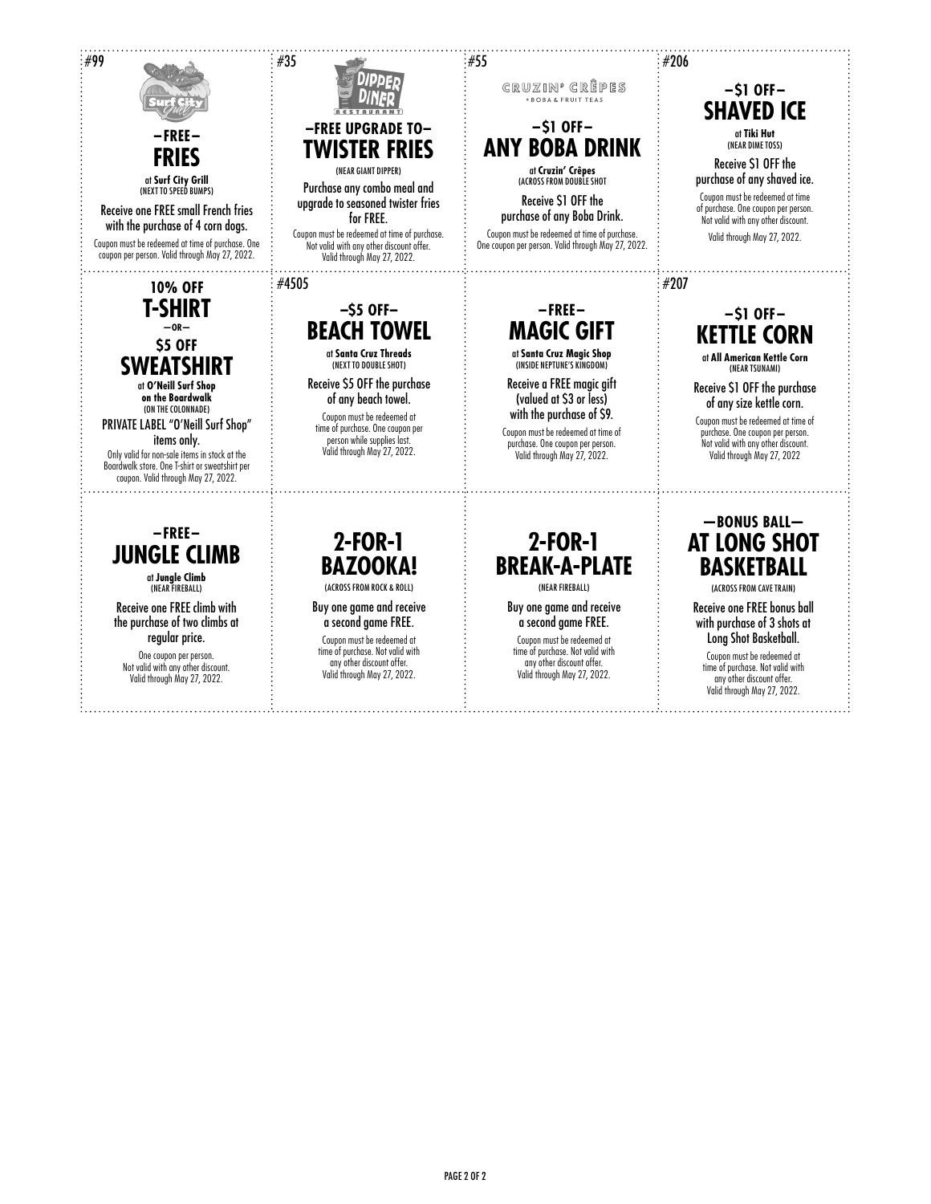#99

Surf City Grill

**–FREE–**

## FRIES

at **Surf City Grill**
(NEXT TO SPEED BUMPS)

Receive one FREE small French fries with the purchase of 4 corn dogs.

Coupon must be redeemed at time of purchase. One coupon per person. Valid through May 27, 2022.

---

#35

DIPPER DINER RESTAURANT

**–FREE UPGRADE TO–**

## TWISTER FRIES

(NEAR GIANT DIPPER)

Purchase any combo meal and upgrade to seasoned twister fries for FREE.

Coupon must be redeemed at time of purchase. Not valid with any other discount offer. Valid through May 27, 2022.

---

#55

CRUZIN' CRÊPES
• BOBA & FRUIT TEAS

**–$1 OFF–**

## ANY BOBA DRINK

at **Cruzin' Crêpes**
(ACROSS FROM DOUBLE SHOT

Receive $1 OFF the purchase of any Boba Drink.

Coupon must be redeemed at time of purchase. One coupon per person. Valid through May 27, 2022.

---

#206

**–$1 OFF–**

## SHAVED ICE

at **Tiki Hut**
(NEAR DIME TOSS)

Receive $1 OFF the purchase of any shaved ice.

Coupon must be redeemed at time of purchase. One coupon per person. Not valid with any other discount.

Valid through May 27, 2022.

---

**10% OFF**

## T-SHIRT

—OR—

**$5 OFF**

## SWEATSHIRT

at **O'Neill Surf Shop on the Boardwalk**
(ON THE COLONNADE)

PRIVATE LABEL "O'Neill Surf Shop" items only.

Only valid for non-sale items in stock at the Boardwalk store. One T-shirt or sweatshirt per coupon. Valid through May 27, 2022.

---

#4505

**–$5 OFF–**

## BEACH TOWEL

at **Santa Cruz Threads**
(NEXT TO DOUBLE SHOT)

Receive $5 OFF the purchase of any beach towel.

Coupon must be redeemed at time of purchase. One coupon per person while supplies last. Valid through May 27, 2022.

---

**–FREE–**

## MAGIC GIFT

at **Santa Cruz Magic Shop**
(INSIDE NEPTUNE'S KINGDOM)

Receive a FREE magic gift (valued at $3 or less) with the purchase of $9.

Coupon must be redeemed at time of purchase. One coupon per person. Valid through May 27, 2022.

---

#207

**–$1 OFF–**

## KETTLE CORN

at **All American Kettle Corn**
(NEAR TSUNAMI)

Receive $1 OFF the purchase of any size kettle corn.

Coupon must be redeemed at time of purchase. One coupon per person. Not valid with any other discount. Valid through May 27, 2022

---

**–FREE–**

## JUNGLE CLIMB

at **Jungle Climb**
(NEAR FIREBALL)

Receive one FREE climb with the purchase of two climbs at regular price.

One coupon per person. Not valid with any other discount. Valid through May 27, 2022.

---

## 2-FOR-1 BAZOOKA!

(ACROSS FROM ROCK & ROLL)

Buy one game and receive a second game FREE.

Coupon must be redeemed at time of purchase. Not valid with any other discount offer. Valid through May 27, 2022.

---

## 2-FOR-1 BREAK-A-PLATE

(NEAR FIREBALL)

Buy one game and receive a second game FREE.

Coupon must be redeemed at time of purchase. Not valid with any other discount offer. Valid through May 27, 2022.

---

**—BONUS BALL—**

## AT LONG SHOT BASKETBALL

(ACROSS FROM CAVE TRAIN)

Receive one FREE bonus ball with purchase of 3 shots at Long Shot Basketball.

Coupon must be redeemed at time of purchase. Not valid with any other discount offer. Valid through May 27, 2022.